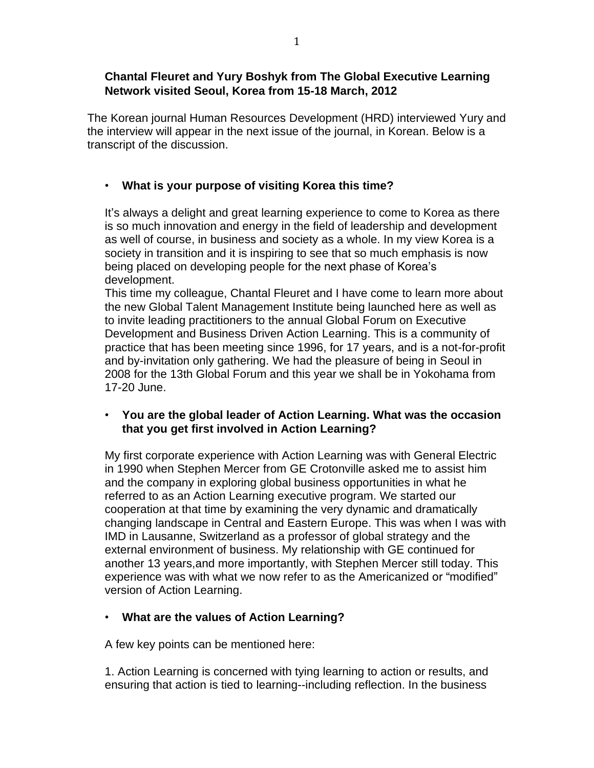**Chantal Fleuret and Yury Boshyk from The Global Executive Learning Network visited Seoul, Korea from 15-18 March, 2012**

The Korean journal Human Resources Development (HRD) interviewed Yury and the interview will appear in the next issue of the journal, in Korean. Below is a transcript of the discussion.

- **What is your purpose of visiting Korea this time?**

  It's always a delight and great learning experience to come to Korea as there is so much innovation and energy in the field of leadership and development as well of course, in business and society as a whole. In my view Korea is a society in transition and it is inspiring to see that so much emphasis is now being placed on developing people for the next phase of Korea's development.
  This time my colleague, Chantal Fleuret and I have come to learn more about the new Global Talent Management Institute being launched here as well as to invite leading practitioners to the annual Global Forum on Executive Development and Business Driven Action Learning. This is a community of practice that has been meeting since 1996, for 17 years, and is a not-for-profit and by-invitation only gathering. We had the pleasure of being in Seoul in 2008 for the 13th Global Forum and this year we shall be in Yokohama from 17-20 June.

- **You are the global leader of Action Learning. What was the occasion that you get first involved in Action Learning?**

  My first corporate experience with Action Learning was with General Electric in 1990 when Stephen Mercer from GE Crotonville asked me to assist him and the company in exploring global business opportunities in what he referred to as an Action Learning executive program. We started our cooperation at that time by examining the very dynamic and dramatically changing landscape in Central and Eastern Europe. This was when I was with IMD in Lausanne, Switzerland as a professor of global strategy and the external environment of business. My relationship with GE continued for another 13 years,and more importantly, with Stephen Mercer still today. This experience was with what we now refer to as the Americanized or "modified" version of Action Learning.

- **What are the values of Action Learning?**

  A few key points can be mentioned here:

  1. Action Learning is concerned with tying learning to action or results, and ensuring that action is tied to learning--including reflection. In the business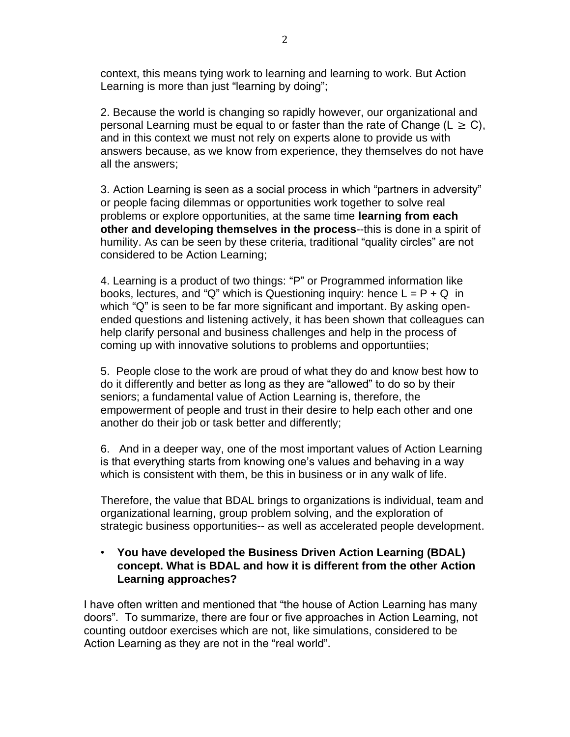context, this means tying work to learning and learning to work. But Action Learning is more than just "learning by doing";

2. Because the world is changing so rapidly however, our organizational and personal Learning must be equal to or faster than the rate of Change ($L \geq C$), and in this context we must not rely on experts alone to provide us with answers because, as we know from experience, they themselves do not have all the answers;

3. Action Learning is seen as a social process in which "partners in adversity" or people facing dilemmas or opportunities work together to solve real problems or explore opportunities, at the same time **learning from each other and developing themselves in the process**--this is done in a spirit of humility. As can be seen by these criteria, traditional "quality circles" are not considered to be Action Learning;

4. Learning is a product of two things: "P" or Programmed information like books, lectures, and "Q" which is Questioning inquiry: hence $L = P + Q$ in which "Q" is seen to be far more significant and important. By asking open-ended questions and listening actively, it has been shown that colleagues can help clarify personal and business challenges and help in the process of coming up with innovative solutions to problems and opportuntiies;

5. People close to the work are proud of what they do and know best how to do it differently and better as long as they are "allowed" to do so by their seniors; a fundamental value of Action Learning is, therefore, the empowerment of people and trust in their desire to help each other and one another do their job or task better and differently;

6. And in a deeper way, one of the most important values of Action Learning is that everything starts from knowing one's values and behaving in a way which is consistent with them, be this in business or in any walk of life.

Therefore, the value that BDAL brings to organizations is individual, team and organizational learning, group problem solving, and the exploration of strategic business opportunities-- as well as accelerated people development.

- **You have developed the Business Driven Action Learning (BDAL) concept. What is BDAL and how it is different from the other Action Learning approaches?**

I have often written and mentioned that "the house of Action Learning has many doors". To summarize, there are four or five approaches in Action Learning, not counting outdoor exercises which are not, like simulations, considered to be Action Learning as they are not in the "real world".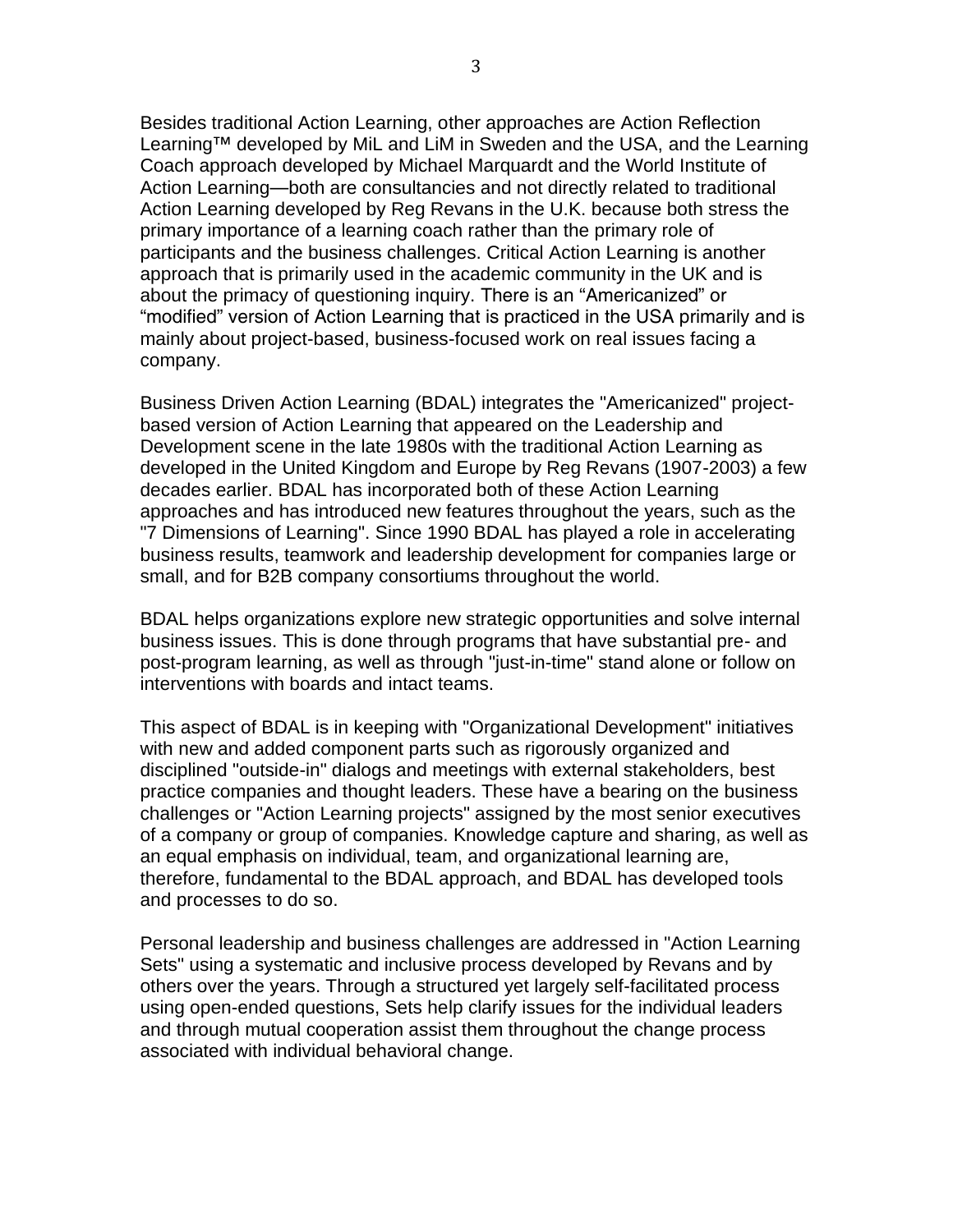Besides traditional Action Learning, other approaches are Action Reflection Learning™ developed by MiL and LiM in Sweden and the USA, and the Learning Coach approach developed by Michael Marquardt and the World Institute of Action Learning—both are consultancies and not directly related to traditional Action Learning developed by Reg Revans in the U.K. because both stress the primary importance of a learning coach rather than the primary role of participants and the business challenges. Critical Action Learning is another approach that is primarily used in the academic community in the UK and is about the primacy of questioning inquiry. There is an "Americanized" or "modified" version of Action Learning that is practiced in the USA primarily and is mainly about project-based, business-focused work on real issues facing a company.

Business Driven Action Learning (BDAL) integrates the "Americanized" project-based version of Action Learning that appeared on the Leadership and Development scene in the late 1980s with the traditional Action Learning as developed in the United Kingdom and Europe by Reg Revans (1907-2003) a few decades earlier. BDAL has incorporated both of these Action Learning approaches and has introduced new features throughout the years, such as the "7 Dimensions of Learning". Since 1990 BDAL has played a role in accelerating business results, teamwork and leadership development for companies large or small, and for B2B company consortiums throughout the world.

BDAL helps organizations explore new strategic opportunities and solve internal business issues. This is done through programs that have substantial pre- and post-program learning, as well as through "just-in-time" stand alone or follow on interventions with boards and intact teams.

This aspect of BDAL is in keeping with "Organizational Development" initiatives with new and added component parts such as rigorously organized and disciplined "outside-in" dialogs and meetings with external stakeholders, best practice companies and thought leaders. These have a bearing on the business challenges or "Action Learning projects" assigned by the most senior executives of a company or group of companies. Knowledge capture and sharing, as well as an equal emphasis on individual, team, and organizational learning are, therefore, fundamental to the BDAL approach, and BDAL has developed tools and processes to do so.

Personal leadership and business challenges are addressed in "Action Learning Sets" using a systematic and inclusive process developed by Revans and by others over the years. Through a structured yet largely self-facilitated process using open-ended questions, Sets help clarify issues for the individual leaders and through mutual cooperation assist them throughout the change process associated with individual behavioral change.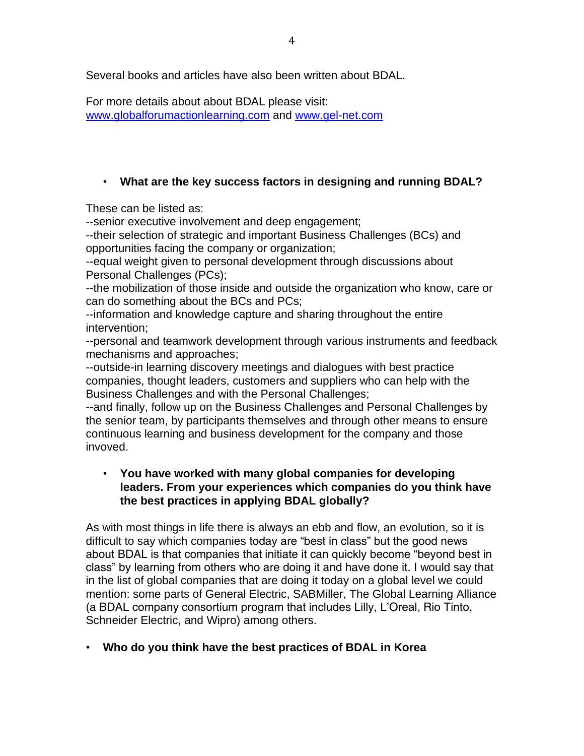Several books and articles have also been written about BDAL.

For more details about about BDAL please visit:
[www.globalforumactionlearning.com](http://www.globalforumactionlearning.com) and [www.gel-net.com](http://www.gel-net.com)

- **What are the key success factors in designing and running BDAL?**

These can be listed as:
--senior executive involvement and deep engagement;
--their selection of strategic and important Business Challenges (BCs) and opportunities facing the company or organization;
--equal weight given to personal development through discussions about Personal Challenges (PCs);
--the mobilization of those inside and outside the organization who know, care or can do something about the BCs and PCs;
--information and knowledge capture and sharing throughout the entire intervention;
--personal and teamwork development through various instruments and feedback mechanisms and approaches;
--outside-in learning discovery meetings and dialogues with best practice companies, thought leaders, customers and suppliers who can help with the Business Challenges and with the Personal Challenges;
--and finally, follow up on the Business Challenges and Personal Challenges by the senior team, by participants themselves and through other means to ensure continuous learning and business development for the company and those invoved.

- **You have worked with many global companies for developing leaders. From your experiences which companies do you think have the best practices in applying BDAL globally?**

As with most things in life there is always an ebb and flow, an evolution, so it is difficult to say which companies today are "best in class" but the good news about BDAL is that companies that initiate it can quickly become "beyond best in class" by learning from others who are doing it and have done it. I would say that in the list of global companies that are doing it today on a global level we could mention: some parts of General Electric, SABMiller, The Global Learning Alliance (a BDAL company consortium program that includes Lilly, L'Oreal, Rio Tinto, Schneider Electric, and Wipro) among others.

- **Who do you think have the best practices of BDAL in Korea**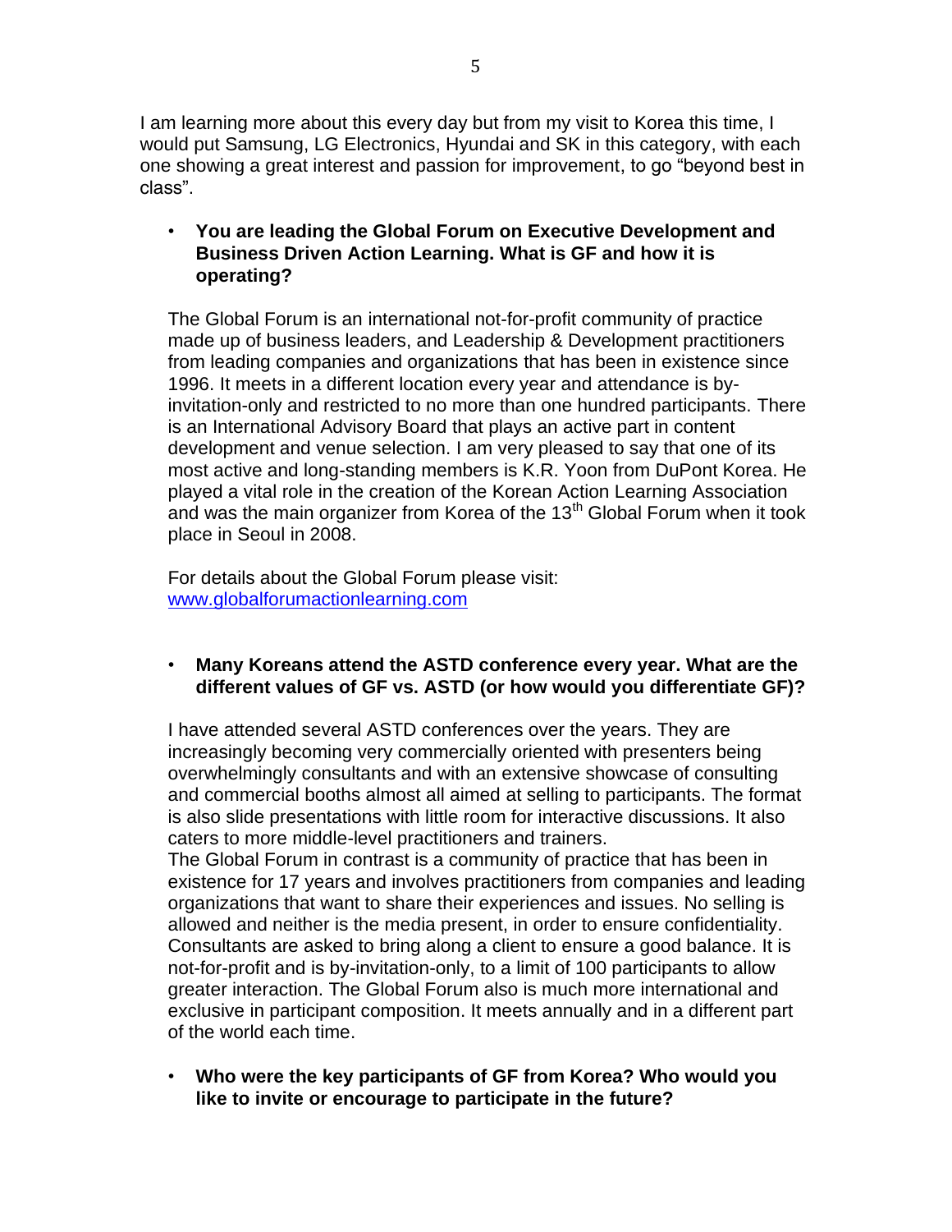I am learning more about this every day but from my visit to Korea this time, I would put Samsung, LG Electronics, Hyundai and SK in this category, with each one showing a great interest and passion for improvement, to go "beyond best in class".

- **You are leading the Global Forum on Executive Development and Business Driven Action Learning. What is GF and how it is operating?**

The Global Forum is an international not-for-profit community of practice made up of business leaders, and Leadership & Development practitioners from leading companies and organizations that has been in existence since 1996. It meets in a different location every year and attendance is by-invitation-only and restricted to no more than one hundred participants. There is an International Advisory Board that plays an active part in content development and venue selection. I am very pleased to say that one of its most active and long-standing members is K.R. Yoon from DuPont Korea. He played a vital role in the creation of the Korean Action Learning Association and was the main organizer from Korea of the 13th Global Forum when it took place in Seoul in 2008.

For details about the Global Forum please visit: [www.globalforumactionlearning.com](http://www.globalforumactionlearning.com)

- **Many Koreans attend the ASTD conference every year. What are the different values of GF vs. ASTD (or how would you differentiate GF)?**

I have attended several ASTD conferences over the years. They are increasingly becoming very commercially oriented with presenters being overwhelmingly consultants and with an extensive showcase of consulting and commercial booths almost all aimed at selling to participants. The format is also slide presentations with little room for interactive discussions. It also caters to more middle-level practitioners and trainers.
The Global Forum in contrast is a community of practice that has been in existence for 17 years and involves practitioners from companies and leading organizations that want to share their experiences and issues. No selling is allowed and neither is the media present, in order to ensure confidentiality. Consultants are asked to bring along a client to ensure a good balance. It is not-for-profit and is by-invitation-only, to a limit of 100 participants to allow greater interaction. The Global Forum also is much more international and exclusive in participant composition. It meets annually and in a different part of the world each time.

- **Who were the key participants of GF from Korea? Who would you like to invite or encourage to participate in the future?**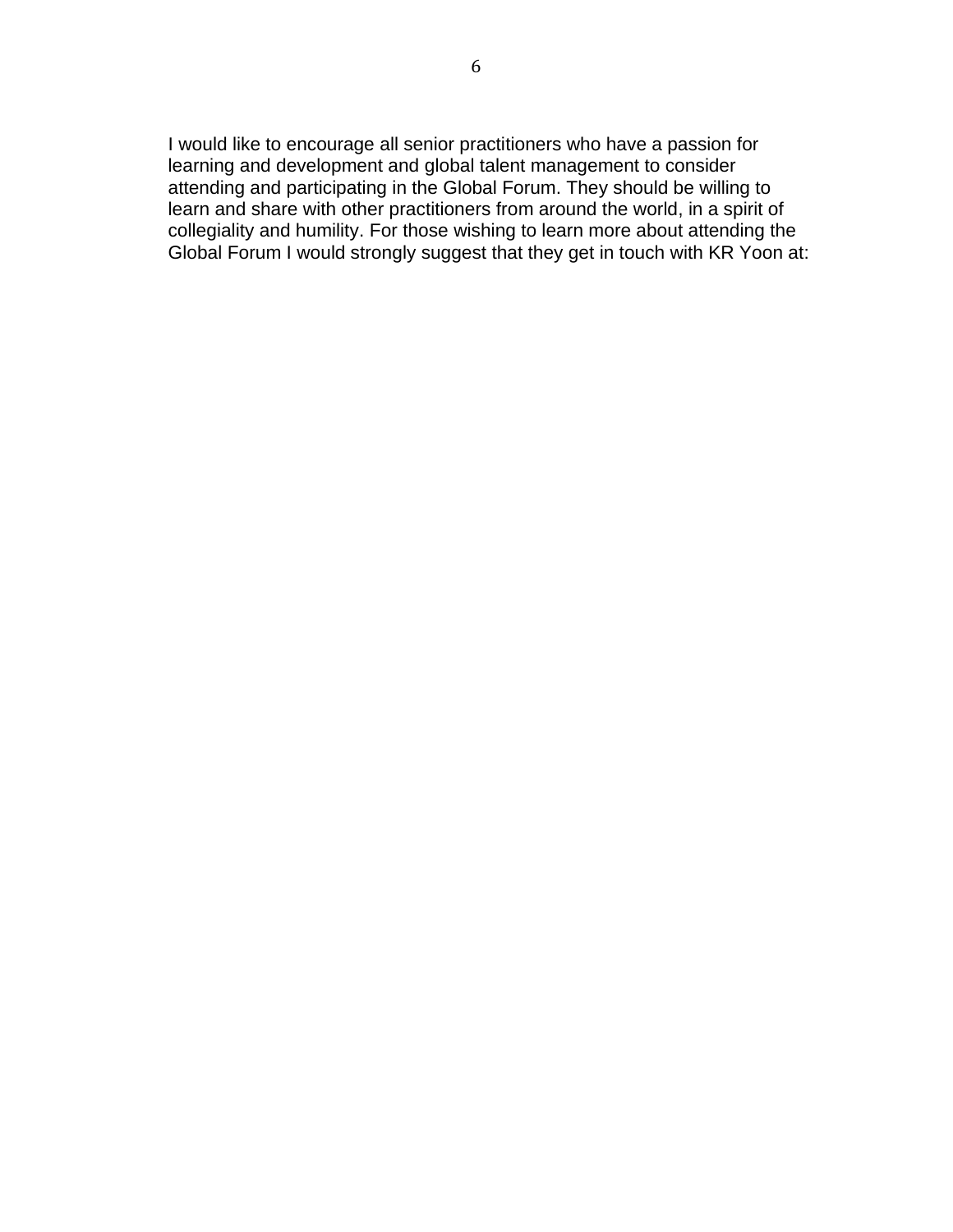I would like to encourage all senior practitioners who have a passion for learning and development and global talent management to consider attending and participating in the Global Forum. They should be willing to learn and share with other practitioners from around the world, in a spirit of collegiality and humility. For those wishing to learn more about attending the Global Forum I would strongly suggest that they get in touch with KR Yoon at: